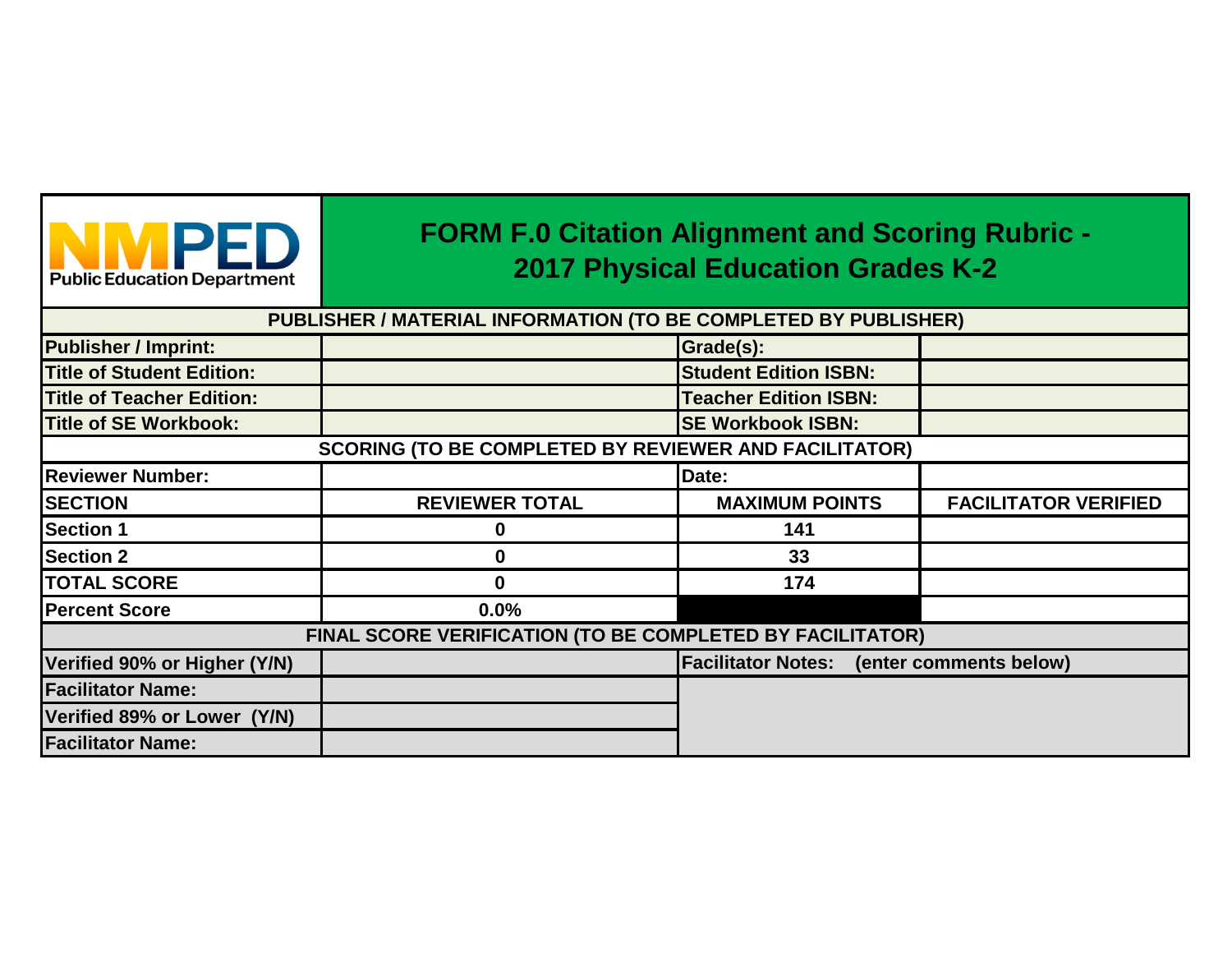NMPED Public Education Department

# FORM F.0 Citation Alignment and Scoring Rubric - 2017 Physical Education Grades K-2

| PUBLISHER / MATERIAL INFORMATION (TO BE COMPLETED BY PUBLISHER) | | | |
|---|---|---|---|
| **Publisher / Imprint:** | | **Grade(s):** | |
| **Title of Student Edition:** | | **Student Edition ISBN:** | |
| **Title of Teacher Edition:** | | **Teacher Edition ISBN:** | |
| **Title of SE Workbook:** | | **SE Workbook ISBN:** | |
| **SCORING (TO BE COMPLETED BY REVIEWER AND FACILITATOR)** | | | |
| **Reviewer Number:** | | **Date:** | |
| **SECTION** | **REVIEWER TOTAL** | **MAXIMUM POINTS** | **FACILITATOR VERIFIED** |
| **Section 1** | 0 | 141 | |
| **Section 2** | 0 | 33 | |
| **TOTAL SCORE** | 0 | 174 | |
| **Percent Score** | 0.0% | | |
| **FINAL SCORE VERIFICATION (TO BE COMPLETED BY FACILITATOR)** | | | |
| **Verified 90% or Higher (Y/N)** | | **Facilitator Notes: (enter comments below)** | |
| **Facilitator Name:** | | | |
| **Verified 89% or Lower (Y/N)** | | | |
| **Facilitator Name:** | | | |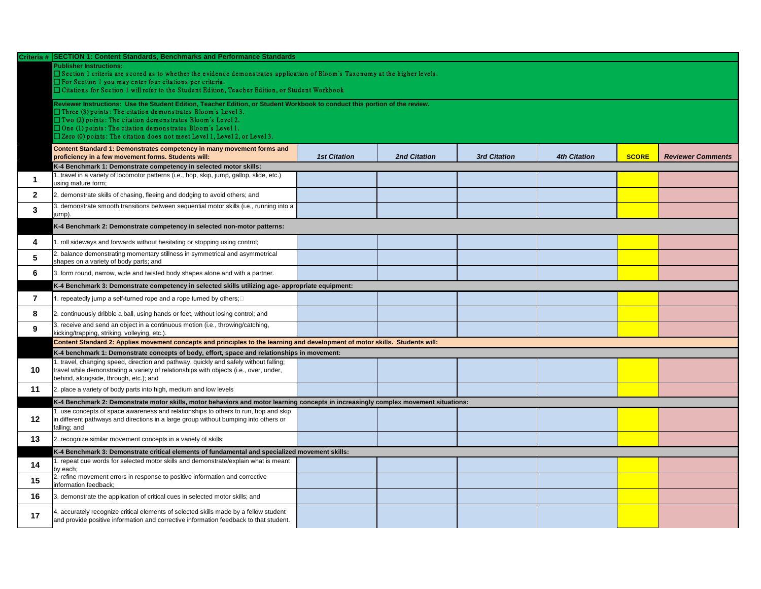| Criteria # | SECTION 1: Content Standards, Benchmarks and Performance Standards | | | | | | |
|---|---|---|---|---|---|---|---|
| | **Publisher Instructions:**<br>☐ Section 1 criteria are scored as to whether the evidence demonstrates application of Bloom's Taxonomy at the higher levels.<br>☐ For Section 1 you may enter four citations per criteria.<br>☐ Citations for Section 1 will refer to the Student Edition, Teacher Edition, or Student Workbook | | | | | | |
| | **Reviewer Instructions: Use the Student Edition, Teacher Edition, or Student Workbook to conduct this portion of the review.**<br>☐ Three (3) points: The citation demonstrates Bloom's Level 3.<br>☐ Two (2) points: The citation demonstrates Bloom's Level 2.<br>☐ One (1) points: The citation demonstrates Bloom's Level 1.<br>☐ Zero (0) points: The citation does not meet Level 1, Level 2, or Level 3. | | | | | | |
| | **Content Standard 1: Demonstrates competency in many movement forms and proficiency in a few movement forms. Students will:** | ***1st Citation*** | ***2nd Citation*** | ***3rd Citation*** | ***4th Citation*** | **SCORE** | ***Reviewer Comments*** |
| | **K-4 Benchmark 1: Demonstrate competency in selected motor skills:** | | | | | | |
| **1** | 1. travel in a variety of locomotor patterns (i.e., hop, skip, jump, gallop, slide, etc.) using mature form; | | | | | | |
| **2** | 2. demonstrate skills of chasing, fleeing and dodging to avoid others; and | | | | | | |
| **3** | 3. demonstrate smooth transitions between sequential motor skills (i.e., running into a jump). | | | | | | |
| | **K-4 Benchmark 2: Demonstrate competency in selected non-motor patterns:** | | | | | | |
| **4** | 1. roll sideways and forwards without hesitating or stopping using control; | | | | | | |
| **5** | 2. balance demonstrating momentary stillness in symmetrical and asymmetrical shapes on a variety of body parts; and | | | | | | |
| **6** | 3. form round, narrow, wide and twisted body shapes alone and with a partner. | | | | | | |
| | **K-4 Benchmark 3: Demonstrate competency in selected skills utilizing age- appropriate equipment:** | | | | | | |
| **7** | 1. repeatedly jump a self-turned rope and a rope turned by others; | | | | | | |
| **8** | 2. continuously dribble a ball, using hands or feet, without losing control; and | | | | | | |
| **9** | 3. receive and send an object in a continuous motion (i.e., throwing/catching, kicking/trapping, striking, volleying, etc.). | | | | | | |
| | **Content Standard 2: Applies movement concepts and principles to the learning and development of motor skills. Students will:** | | | | | | |
| | **K-4 benchmark 1: Demonstrate concepts of body, effort, space and relationships in movement:** | | | | | | |
| **10** | 1. travel, changing speed, direction and pathway, quickly and safely without falling; travel while demonstrating a variety of relationships with objects (i.e., over, under, behind, alongside, through, etc.); and | | | | | | |
| **11** | 2. place a variety of body parts into high, medium and low levels | | | | | | |
| | **K-4 Benchmark 2: Demonstrate motor skills, motor behaviors and motor learning concepts in increasingly complex movement situations:** | | | | | | |
| **12** | 1. use concepts of space awareness and relationships to others to run, hop and skip in different pathways and directions in a large group without bumping into others or falling; and | | | | | | |
| **13** | 2. recognize similar movement concepts in a variety of skills; | | | | | | |
| | **K-4 Benchmark 3: Demonstrate critical elements of fundamental and specialized movement skills:** | | | | | | |
| **14** | 1. repeat cue words for selected motor skills and demonstrate/explain what is meant by each; | | | | | | |
| **15** | 2. refine movement errors in response to positive information and corrective information feedback; | | | | | | |
| **16** | 3. demonstrate the application of critical cues in selected motor skills; and | | | | | | |
| **17** | 4. accurately recognize critical elements of selected skills made by a fellow student and provide positive information and corrective information feedback to that student. | | | | | | |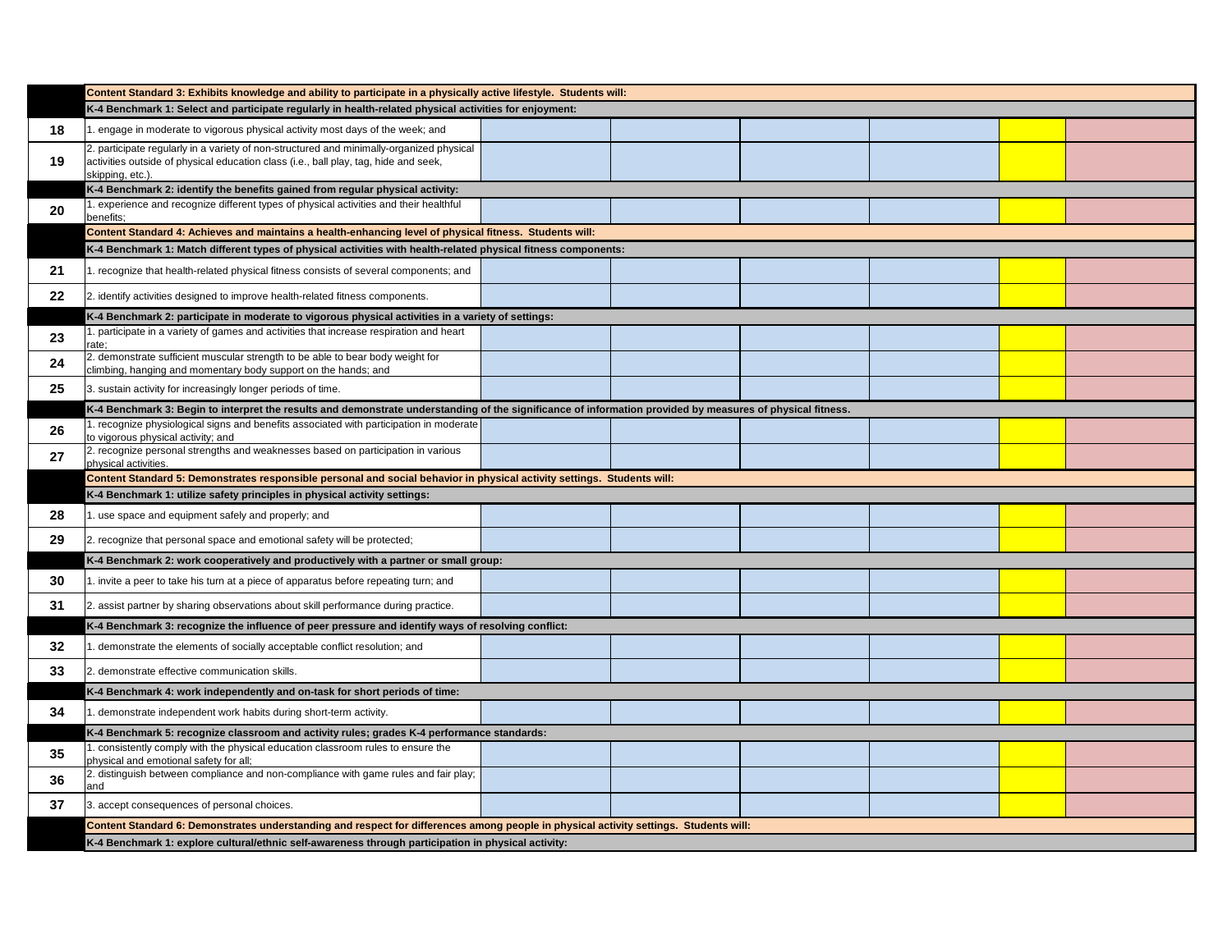| | | | | | | | |
|---|---|---|---|---|---|---|---|
| | **Content Standard 3: Exhibits knowledge and ability to participate in a physically active lifestyle. Students will:** | | | | | | |
| | **K-4 Benchmark 1: Select and participate regularly in health-related physical activities for enjoyment:** | | | | | | |
| **18** | 1. engage in moderate to vigorous physical activity most days of the week; and | | | | | | |
| **19** | 2. participate regularly in a variety of non-structured and minimally-organized physical activities outside of physical education class (i.e., ball play, tag, hide and seek, skipping, etc.). | | | | | | |
| | **K-4 Benchmark 2: identify the benefits gained from regular physical activity:** | | | | | | |
| **20** | 1. experience and recognize different types of physical activities and their healthful benefits; | | | | | | |
| | **Content Standard 4: Achieves and maintains a health-enhancing level of physical fitness. Students will:** | | | | | | |
| | **K-4 Benchmark 1: Match different types of physical activities with health-related physical fitness components:** | | | | | | |
| **21** | 1. recognize that health-related physical fitness consists of several components; and | | | | | | |
| **22** | 2. identify activities designed to improve health-related fitness components. | | | | | | |
| | **K-4 Benchmark 2: participate in moderate to vigorous physical activities in a variety of settings:** | | | | | | |
| **23** | 1. participate in a variety of games and activities that increase respiration and heart rate; | | | | | | |
| **24** | 2. demonstrate sufficient muscular strength to be able to bear body weight for climbing, hanging and momentary body support on the hands; and | | | | | | |
| **25** | 3. sustain activity for increasingly longer periods of time. | | | | | | |
| | **K-4 Benchmark 3: Begin to interpret the results and demonstrate understanding of the significance of information provided by measures of physical fitness.** | | | | | | |
| **26** | 1. recognize physiological signs and benefits associated with participation in moderate to vigorous physical activity; and | | | | | | |
| **27** | 2. recognize personal strengths and weaknesses based on participation in various physical activities. | | | | | | |
| | **Content Standard 5: Demonstrates responsible personal and social behavior in physical activity settings. Students will:** | | | | | | |
| | **K-4 Benchmark 1: utilize safety principles in physical activity settings:** | | | | | | |
| **28** | 1. use space and equipment safely and properly; and | | | | | | |
| **29** | 2. recognize that personal space and emotional safety will be protected; | | | | | | |
| | **K-4 Benchmark 2: work cooperatively and productively with a partner or small group:** | | | | | | |
| **30** | 1. invite a peer to take his turn at a piece of apparatus before repeating turn; and | | | | | | |
| **31** | 2. assist partner by sharing observations about skill performance during practice. | | | | | | |
| | **K-4 Benchmark 3: recognize the influence of peer pressure and identify ways of resolving conflict:** | | | | | | |
| **32** | 1. demonstrate the elements of socially acceptable conflict resolution; and | | | | | | |
| **33** | 2. demonstrate effective communication skills. | | | | | | |
| | **K-4 Benchmark 4: work independently and on-task for short periods of time:** | | | | | | |
| **34** | 1. demonstrate independent work habits during short-term activity. | | | | | | |
| | **K-4 Benchmark 5: recognize classroom and activity rules; grades K-4 performance standards:** | | | | | | |
| **35** | 1. consistently comply with the physical education classroom rules to ensure the physical and emotional safety for all; | | | | | | |
| **36** | 2. distinguish between compliance and non-compliance with game rules and fair play; and | | | | | | |
| **37** | 3. accept consequences of personal choices. | | | | | | |
| | **Content Standard 6: Demonstrates understanding and respect for differences among people in physical activity settings. Students will:** | | | | | | |
| | **K-4 Benchmark 1: explore cultural/ethnic self-awareness through participation in physical activity:** | | | | | | |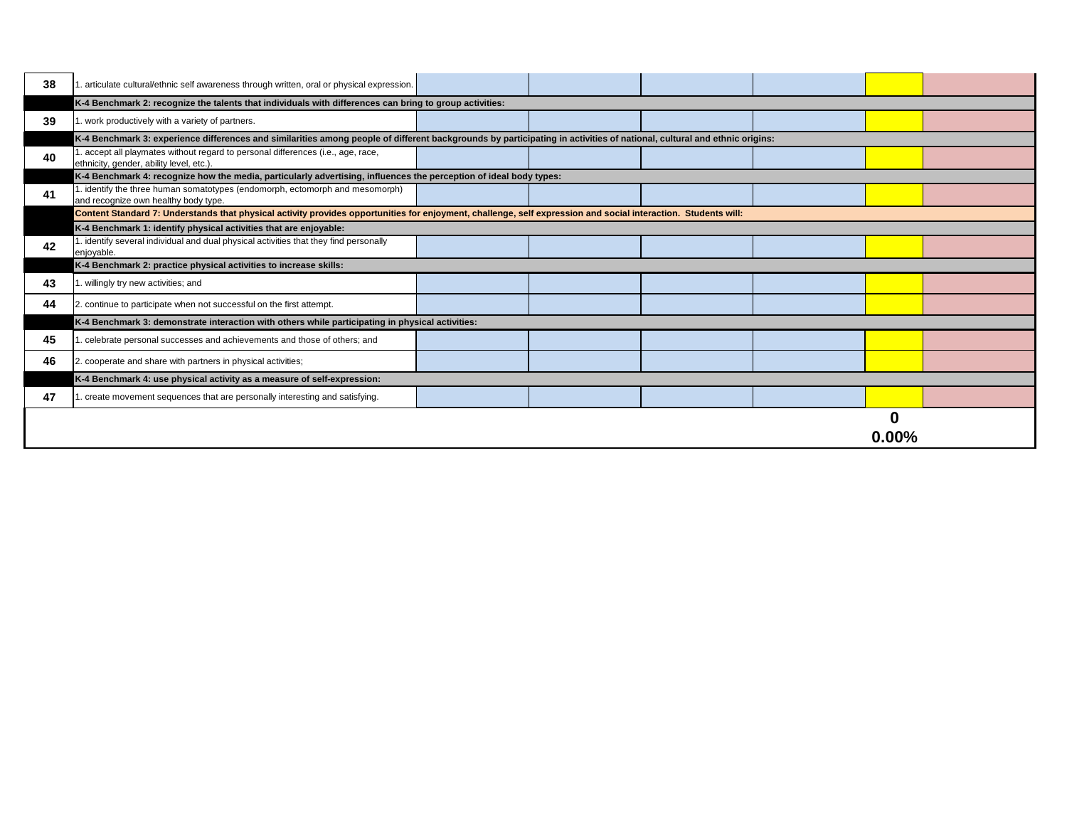| | | | | | | | |
|---|---|---|---|---|---|---|---|
| **38** | 1. articulate cultural/ethnic self awareness through written, oral or physical expression. | | | | | | |
| | **K-4 Benchmark 2: recognize the talents that individuals with differences can bring to group activities:** | | | | | | |
| **39** | 1. work productively with a variety of partners. | | | | | | |
| | **K-4 Benchmark 3: experience differences and similarities among people of different backgrounds by participating in activities of national, cultural and ethnic origins:** | | | | | | |
| **40** | 1. accept all playmates without regard to personal differences (i.e., age, race, ethnicity, gender, ability level, etc.). | | | | | | |
| | **K-4 Benchmark 4: recognize how the media, particularly advertising, influences the perception of ideal body types:** | | | | | | |
| **41** | 1. identify the three human somatotypes (endomorph, ectomorph and mesomorph) and recognize own healthy body type. | | | | | | |
| | **Content Standard 7: Understands that physical activity provides opportunities for enjoyment, challenge, self expression and social interaction. Students will:** | | | | | | |
| | **K-4 Benchmark 1: identify physical activities that are enjoyable:** | | | | | | |
| **42** | 1. identify several individual and dual physical activities that they find personally enjoyable. | | | | | | |
| | **K-4 Benchmark 2: practice physical activities to increase skills:** | | | | | | |
| **43** | 1. willingly try new activities; and | | | | | | |
| **44** | 2. continue to participate when not successful on the first attempt. | | | | | | |
| | **K-4 Benchmark 3: demonstrate interaction with others while participating in physical activities:** | | | | | | |
| **45** | 1. celebrate personal successes and achievements and those of others; and | | | | | | |
| **46** | 2. cooperate and share with partners in physical activities; | | | | | | |
| | **K-4 Benchmark 4: use physical activity as a measure of self-expression:** | | | | | | |
| **47** | 1. create movement sequences that are personally interesting and satisfying. | | | | | | |
| | | | | | | **0**<br>**0.00%** | |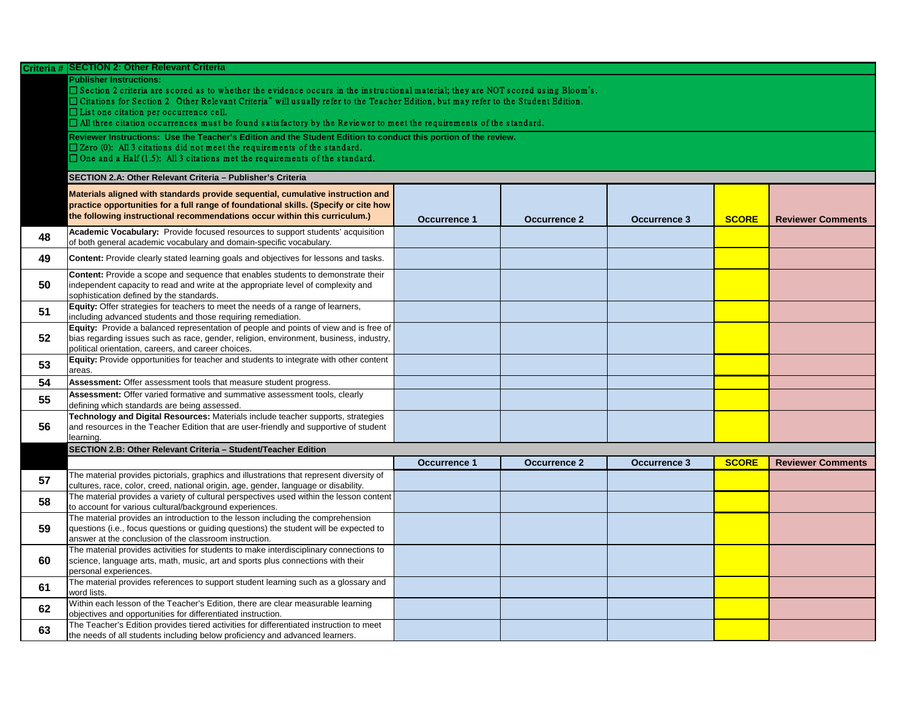| Criteria # | SECTION 2: Other Relevant Criteria | | | | | |
|---|---|---|---|---|---|---|
| | **Publisher Instructions:**<br>☐ Section 2 criteria are scored as to whether the evidence occurs in the instructional material; they are NOT scored using Bloom's.<br>☐ Citations for Section 2 Other Relevant Criteria" will usually refer to the Teacher Edition, but may refer to the Student Edition.<br>☐ List one citation per occurrence cell.<br>☐ All three citation occurrences must be found satisfactory by the Reviewer to meet the requirements of the standard. | | | | | |
| | **Reviewer Instructions: Use the Teacher's Edition and the Student Edition to conduct this portion of the review.**<br>☐ Zero (0): All 3 citations did not meet the requirements of the standard.<br>☐ One and a Half (1.5): All 3 citations met the requirements of the standard. | | | | | |
| | **SECTION 2.A: Other Relevant Criteria – Publisher's Criteria** | | | | | |
| | **Materials aligned with standards provide sequential, cumulative instruction and practice opportunities for a full range of foundational skills. (Specify or cite how the following instructional recommendations occur within this curriculum.)** | **Occurrence 1** | **Occurrence 2** | **Occurrence 3** | **SCORE** | **Reviewer Comments** |
| **48** | **Academic Vocabulary:** Provide focused resources to support students' acquisition of both general academic vocabulary and domain-specific vocabulary. | | | | | |
| **49** | **Content:** Provide clearly stated learning goals and objectives for lessons and tasks. | | | | | |
| **50** | **Content:** Provide a scope and sequence that enables students to demonstrate their independent capacity to read and write at the appropriate level of complexity and sophistication defined by the standards. | | | | | |
| **51** | **Equity:** Offer strategies for teachers to meet the needs of a range of learners, including advanced students and those requiring remediation. | | | | | |
| **52** | **Equity:** Provide a balanced representation of people and points of view and is free of bias regarding issues such as race, gender, religion, environment, business, industry, political orientation, careers, and career choices. | | | | | |
| **53** | **Equity:** Provide opportunities for teacher and students to integrate with other content areas. | | | | | |
| **54** | **Assessment:** Offer assessment tools that measure student progress. | | | | | |
| **55** | **Assessment:** Offer varied formative and summative assessment tools, clearly defining which standards are being assessed. | | | | | |
| **56** | **Technology and Digital Resources:** Materials include teacher supports, strategies and resources in the Teacher Edition that are user-friendly and supportive of student learning. | | | | | |
| | **SECTION 2.B: Other Relevant Criteria – Student/Teacher Edition** | | | | | |
| | | **Occurrence 1** | **Occurrence 2** | **Occurrence 3** | **SCORE** | **Reviewer Comments** |
| **57** | The material provides pictorials, graphics and illustrations that represent diversity of cultures, race, color, creed, national origin, age, gender, language or disability. | | | | | |
| **58** | The material provides a variety of cultural perspectives used within the lesson content to account for various cultural/background experiences. | | | | | |
| **59** | The material provides an introduction to the lesson including the comprehension questions (i.e., focus questions or guiding questions) the student will be expected to answer at the conclusion of the classroom instruction. | | | | | |
| **60** | The material provides activities for students to make interdisciplinary connections to science, language arts, math, music, art and sports plus connections with their personal experiences. | | | | | |
| **61** | The material provides references to support student learning such as a glossary and word lists. | | | | | |
| **62** | Within each lesson of the Teacher's Edition, there are clear measurable learning objectives and opportunities for differentiated instruction. | | | | | |
| **63** | The Teacher's Edition provides tiered activities for differentiated instruction to meet the needs of all students including below proficiency and advanced learners. | | | | | |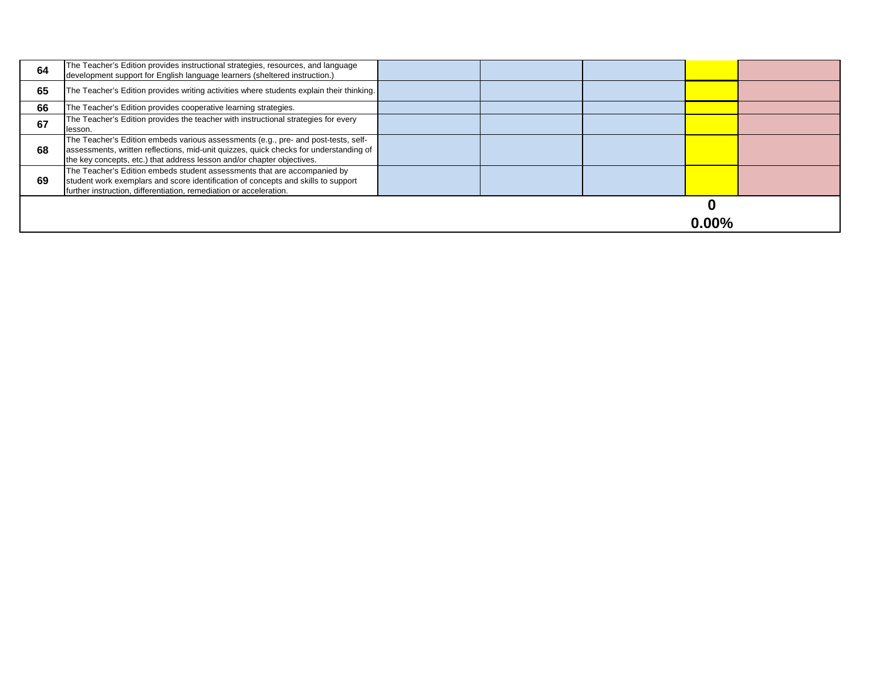| | | | | | | |
|---|---|---|---|---|---|---|
| **64** | The Teacher's Edition provides instructional strategies, resources, and language development support for English language learners (sheltered instruction.) | | | | | |
| **65** | The Teacher's Edition provides writing activities where students explain their thinking. | | | | | |
| **66** | The Teacher's Edition provides cooperative learning strategies. | | | | | |
| **67** | The Teacher's Edition provides the teacher with instructional strategies for every lesson. | | | | | |
| **68** | The Teacher's Edition embeds various assessments (e.g., pre- and post-tests, self-assessments, written reflections, mid-unit quizzes, quick checks for understanding of the key concepts, etc.) that address lesson and/or chapter objectives. | | | | | |
| **69** | The Teacher's Edition embeds student assessments that are accompanied by student work exemplars and score identification of concepts and skills to support further instruction, differentiation, remediation or acceleration. | | | | | |
| | | | | | **0** | |
| | | | | | **0.00%** | |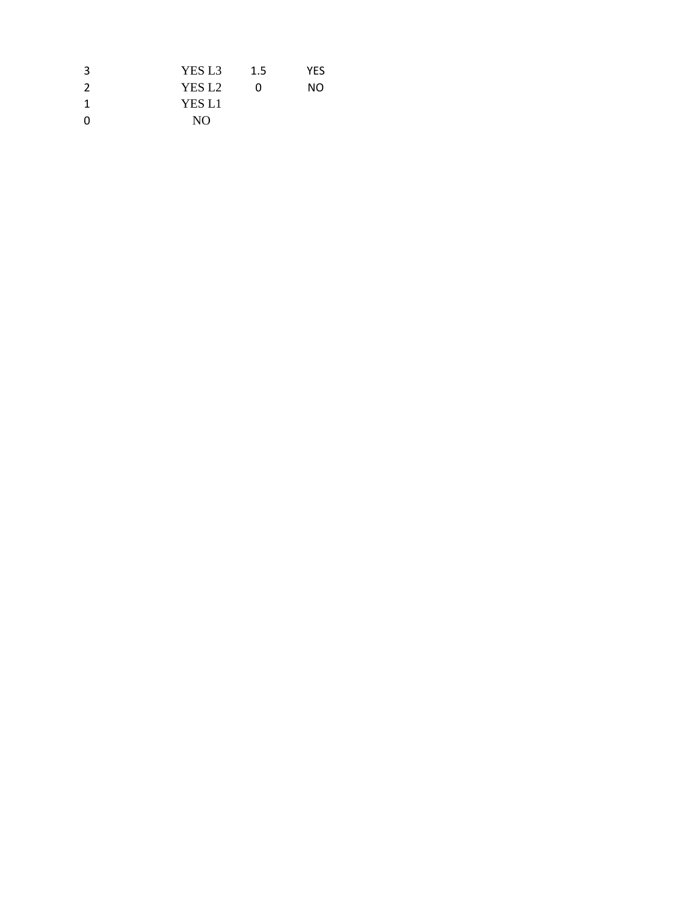| | | | |
|---|---|---|---|
| 3 | YES L3 | 1.5 | YES |
| 2 | YES L2 | 0 | NO |
| 1 | YES L1 | | |
| 0 | NO | | |